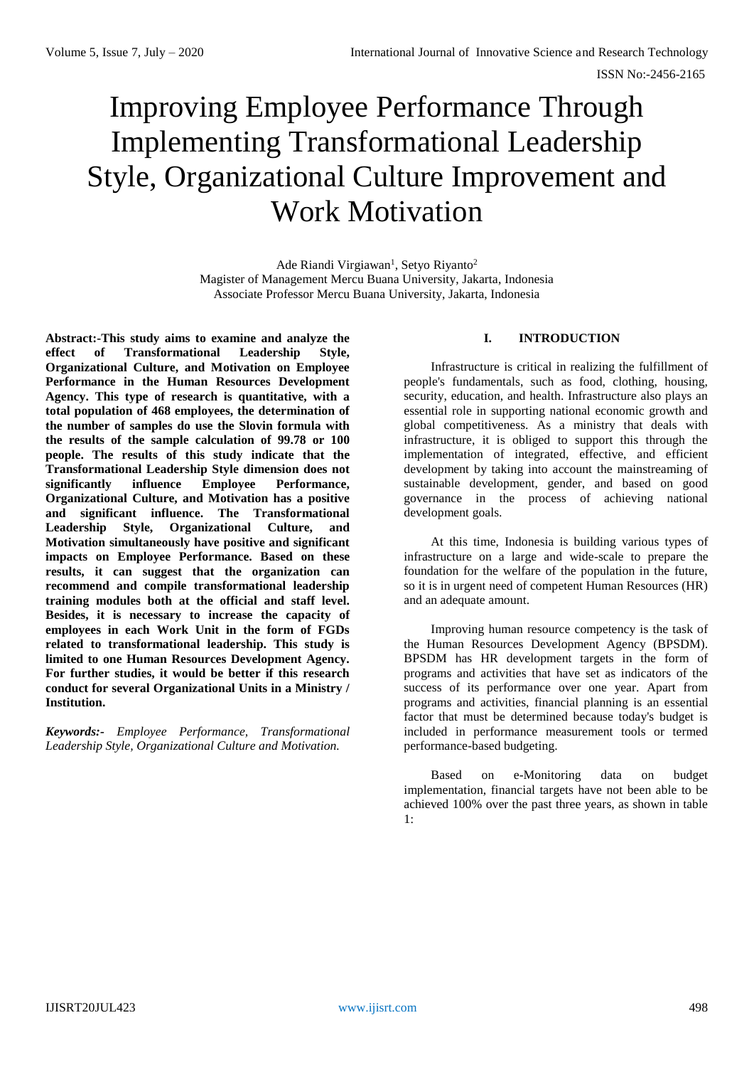# Improving Employee Performance Through Implementing Transformational Leadership Style, Organizational Culture Improvement and Work Motivation

Ade Riandi Virgiawan[1], Setyo Riyanto[2]
Magister of Management Mercu Buana University, Jakarta, Indonesia
Associate Professor Mercu Buana University, Jakarta, Indonesia

**Abstract:-This study aims to examine and analyze the effect of Transformational Leadership Style, Organizational Culture, and Motivation on Employee Performance in the Human Resources Development Agency. This type of research is quantitative, with a total population of 468 employees, the determination of the number of samples do use the Slovin formula with the results of the sample calculation of 99.78 or 100 people. The results of this study indicate that the Transformational Leadership Style dimension does not significantly influence Employee Performance, Organizational Culture, and Motivation has a positive and significant influence. The Transformational Leadership Style, Organizational Culture, and Motivation simultaneously have positive and significant impacts on Employee Performance. Based on these results, it can suggest that the organization can recommend and compile transformational leadership training modules both at the official and staff level. Besides, it is necessary to increase the capacity of employees in each Work Unit in the form of FGDs related to transformational leadership. This study is limited to one Human Resources Development Agency. For further studies, it would be better if this research conduct for several Organizational Units in a Ministry / Institution.**

***Keywords:-** Employee Performance, Transformational Leadership Style, Organizational Culture and Motivation.*

## I. INTRODUCTION

Infrastructure is critical in realizing the fulfillment of people's fundamentals, such as food, clothing, housing, security, education, and health. Infrastructure also plays an essential role in supporting national economic growth and global competitiveness. As a ministry that deals with infrastructure, it is obliged to support this through the implementation of integrated, effective, and efficient development by taking into account the mainstreaming of sustainable development, gender, and based on good governance in the process of achieving national development goals.

At this time, Indonesia is building various types of infrastructure on a large and wide-scale to prepare the foundation for the welfare of the population in the future, so it is in urgent need of competent Human Resources (HR) and an adequate amount.

Improving human resource competency is the task of the Human Resources Development Agency (BPSDM). BPSDM has HR development targets in the form of programs and activities that have set as indicators of the success of its performance over one year. Apart from programs and activities, financial planning is an essential factor that must be determined because today's budget is included in performance measurement tools or termed performance-based budgeting.

Based on e-Monitoring data on budget implementation, financial targets have not been able to be achieved 100% over the past three years, as shown in table 1: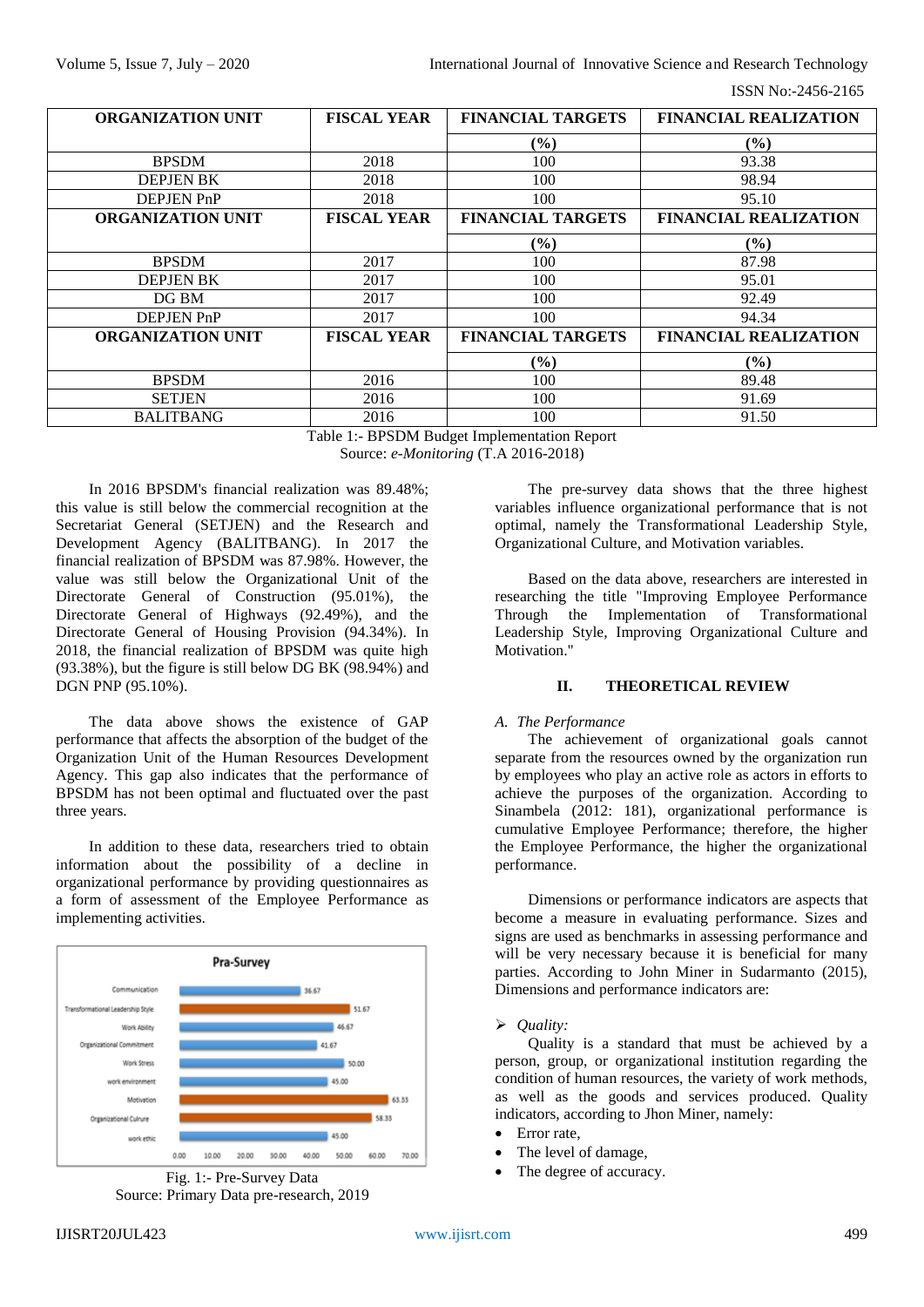| ORGANIZATION UNIT | FISCAL YEAR | FINANCIAL TARGETS | FINANCIAL REALIZATION |
|---|---|---|---|
| | | (%) | (%) |
| BPSDM | 2018 | 100 | 93.38 |
| DEPJEN BK | 2018 | 100 | 98.94 |
| DEPJEN PnP | 2018 | 100 | 95.10 |
| **ORGANIZATION UNIT** | **FISCAL YEAR** | **FINANCIAL TARGETS** | **FINANCIAL REALIZATION** |
| | | **(%)** | **(%)** |
| BPSDM | 2017 | 100 | 87.98 |
| DEPJEN BK | 2017 | 100 | 95.01 |
| DG BM | 2017 | 100 | 92.49 |
| DEPJEN PnP | 2017 | 100 | 94.34 |
| **ORGANIZATION UNIT** | **FISCAL YEAR** | **FINANCIAL TARGETS** | **FINANCIAL REALIZATION** |
| | | **(%)** | **(%)** |
| BPSDM | 2016 | 100 | 89.48 |
| SETJEN | 2016 | 100 | 91.69 |
| BALITBANG | 2016 | 100 | 91.50 |

Table 1:- BPSDM Budget Implementation Report
Source: *e-Monitoring* (T.A 2016-2018)

In 2016 BPSDM's financial realization was 89.48%; this value is still below the commercial recognition at the Secretariat General (SETJEN) and the Research and Development Agency (BALITBANG). In 2017 the financial realization of BPSDM was 87.98%. However, the value was still below the Organizational Unit of the Directorate General of Construction (95.01%), the Directorate General of Highways (92.49%), and the Directorate General of Housing Provision (94.34%). In 2018, the financial realization of BPSDM was quite high (93.38%), but the figure is still below DG BK (98.94%) and DGN PNP (95.10%).

The data above shows the existence of GAP performance that affects the absorption of the budget of the Organization Unit of the Human Resources Development Agency. This gap also indicates that the performance of BPSDM has not been optimal and fluctuated over the past three years.

In addition to these data, researchers tried to obtain information about the possibility of a decline in organizational performance by providing questionnaires as a form of assessment of the Employee Performance as implementing activities.

| Pra-Survey | |
|---|---|
| Communication | 36.67 |
| Transformational Leadership Style | 51.67 |
| Work Ability | 46.67 |
| Organizational Commitment | 41.67 |
| Work Stress | 50.00 |
| work environment | 45.00 |
| Motivation | 63.33 |
| Organizational Culture | 58.33 |
| work ethic | 45.00 |

Fig. 1:- Pre-Survey Data
Source: Primary Data pre-research, 2019

The pre-survey data shows that the three highest variables influence organizational performance that is not optimal, namely the Transformational Leadership Style, Organizational Culture, and Motivation variables.

Based on the data above, researchers are interested in researching the title "Improving Employee Performance Through the Implementation of Transformational Leadership Style, Improving Organizational Culture and Motivation."

## II. THEORETICAL REVIEW

### *A. The Performance*

The achievement of organizational goals cannot separate from the resources owned by the organization run by employees who play an active role as actors in efforts to achieve the purposes of the organization. According to Sinambela (2012: 181), organizational performance is cumulative Employee Performance; therefore, the higher the Employee Performance, the higher the organizational performance.

Dimensions or performance indicators are aspects that become a measure in evaluating performance. Sizes and signs are used as benchmarks in assessing performance and will be very necessary because it is beneficial for many parties. According to John Miner in Sudarmanto (2015), Dimensions and performance indicators are:

➢ *Quality:*

Quality is a standard that must be achieved by a person, group, or organizational institution regarding the condition of human resources, the variety of work methods, as well as the goods and services produced. Quality indicators, according to Jhon Miner, namely:

- Error rate,
- The level of damage,
- The degree of accuracy.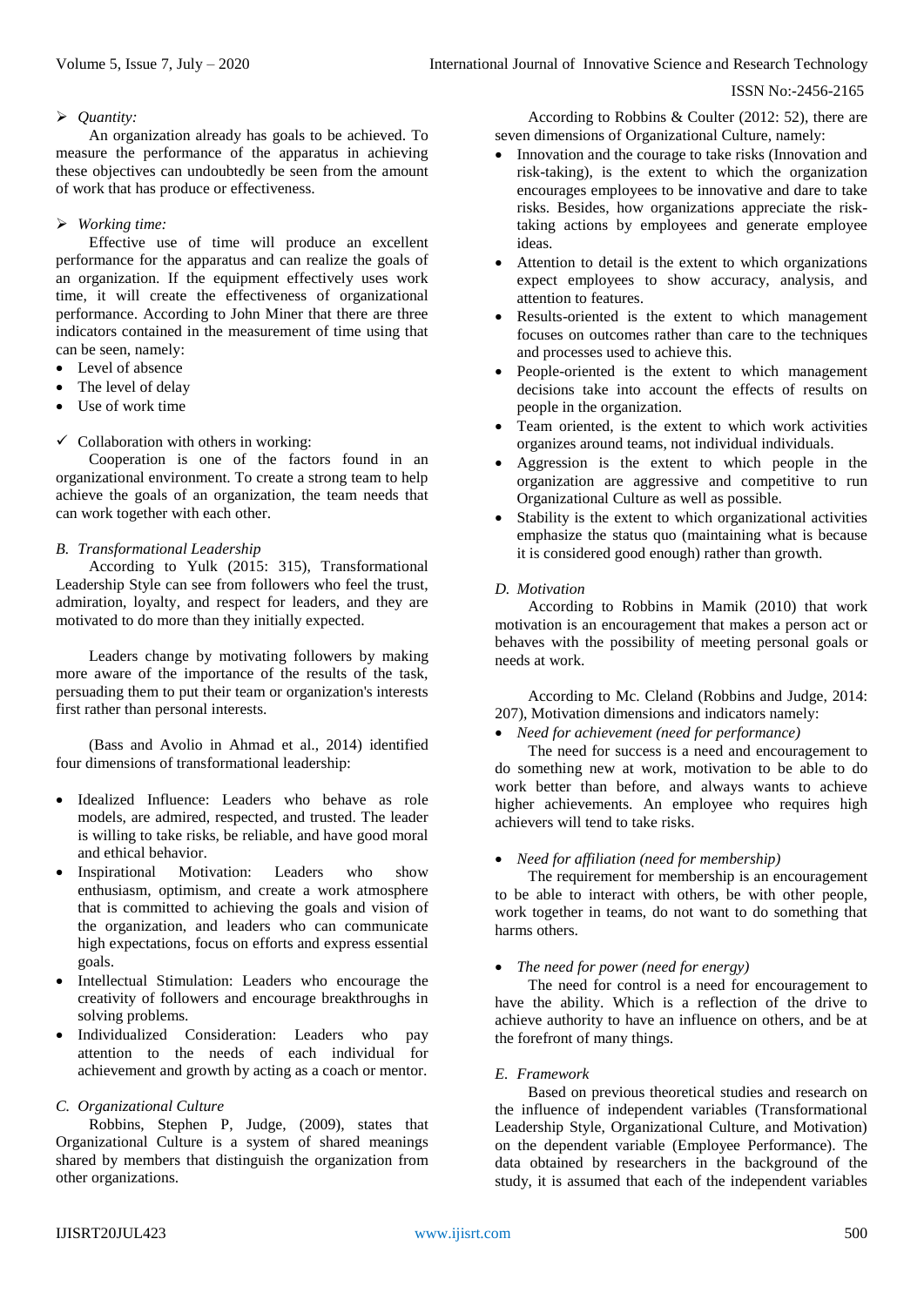- *Quantity:*

An organization already has goals to be achieved. To measure the performance of the apparatus in achieving these objectives can undoubtedly be seen from the amount of work that has produce or effectiveness.

- *Working time:*

Effective use of time will produce an excellent performance for the apparatus and can realize the goals of an organization. If the equipment effectively uses work time, it will create the effectiveness of organizational performance. According to John Miner that there are three indicators contained in the measurement of time using that can be seen, namely:

- Level of absence
- The level of delay
- Use of work time

- Collaboration with others in working:

Cooperation is one of the factors found in an organizational environment. To create a strong team to help achieve the goals of an organization, the team needs that can work together with each other.

### *B. Transformational Leadership*

According to Yulk (2015: 315), Transformational Leadership Style can see from followers who feel the trust, admiration, loyalty, and respect for leaders, and they are motivated to do more than they initially expected.

Leaders change by motivating followers by making more aware of the importance of the results of the task, persuading them to put their team or organization's interests first rather than personal interests.

(Bass and Avolio in Ahmad et al., 2014) identified four dimensions of transformational leadership:

- Idealized Influence: Leaders who behave as role models, are admired, respected, and trusted. The leader is willing to take risks, be reliable, and have good moral and ethical behavior.
- Inspirational Motivation: Leaders who show enthusiasm, optimism, and create a work atmosphere that is committed to achieving the goals and vision of the organization, and leaders who can communicate high expectations, focus on efforts and express essential goals.
- Intellectual Stimulation: Leaders who encourage the creativity of followers and encourage breakthroughs in solving problems.
- Individualized Consideration: Leaders who pay attention to the needs of each individual for achievement and growth by acting as a coach or mentor.

### *C. Organizational Culture*

Robbins, Stephen P, Judge, (2009), states that Organizational Culture is a system of shared meanings shared by members that distinguish the organization from other organizations.

According to Robbins & Coulter (2012: 52), there are seven dimensions of Organizational Culture, namely:

- Innovation and the courage to take risks (Innovation and risk-taking), is the extent to which the organization encourages employees to be innovative and dare to take risks. Besides, how organizations appreciate the risk-taking actions by employees and generate employee ideas.
- Attention to detail is the extent to which organizations expect employees to show accuracy, analysis, and attention to features.
- Results-oriented is the extent to which management focuses on outcomes rather than care to the techniques and processes used to achieve this.
- People-oriented is the extent to which management decisions take into account the effects of results on people in the organization.
- Team oriented, is the extent to which work activities organizes around teams, not individual individuals.
- Aggression is the extent to which people in the organization are aggressive and competitive to run Organizational Culture as well as possible.
- Stability is the extent to which organizational activities emphasize the status quo (maintaining what is because it is considered good enough) rather than growth.

### *D. Motivation*

According to Robbins in Mamik (2010) that work motivation is an encouragement that makes a person act or behaves with the possibility of meeting personal goals or needs at work.

According to Mc. Cleland (Robbins and Judge, 2014: 207), Motivation dimensions and indicators namely:

- *Need for achievement (need for performance)*

The need for success is a need and encouragement to do something new at work, motivation to be able to do work better than before, and always wants to achieve higher achievements. An employee who requires high achievers will tend to take risks.

- *Need for affiliation (need for membership)*

The requirement for membership is an encouragement to be able to interact with others, be with other people, work together in teams, do not want to do something that harms others.

- *The need for power (need for energy)*

The need for control is a need for encouragement to have the ability. Which is a reflection of the drive to achieve authority to have an influence on others, and be at the forefront of many things.

### *E. Framework*

Based on previous theoretical studies and research on the influence of independent variables (Transformational Leadership Style, Organizational Culture, and Motivation) on the dependent variable (Employee Performance). The data obtained by researchers in the background of the study, it is assumed that each of the independent variables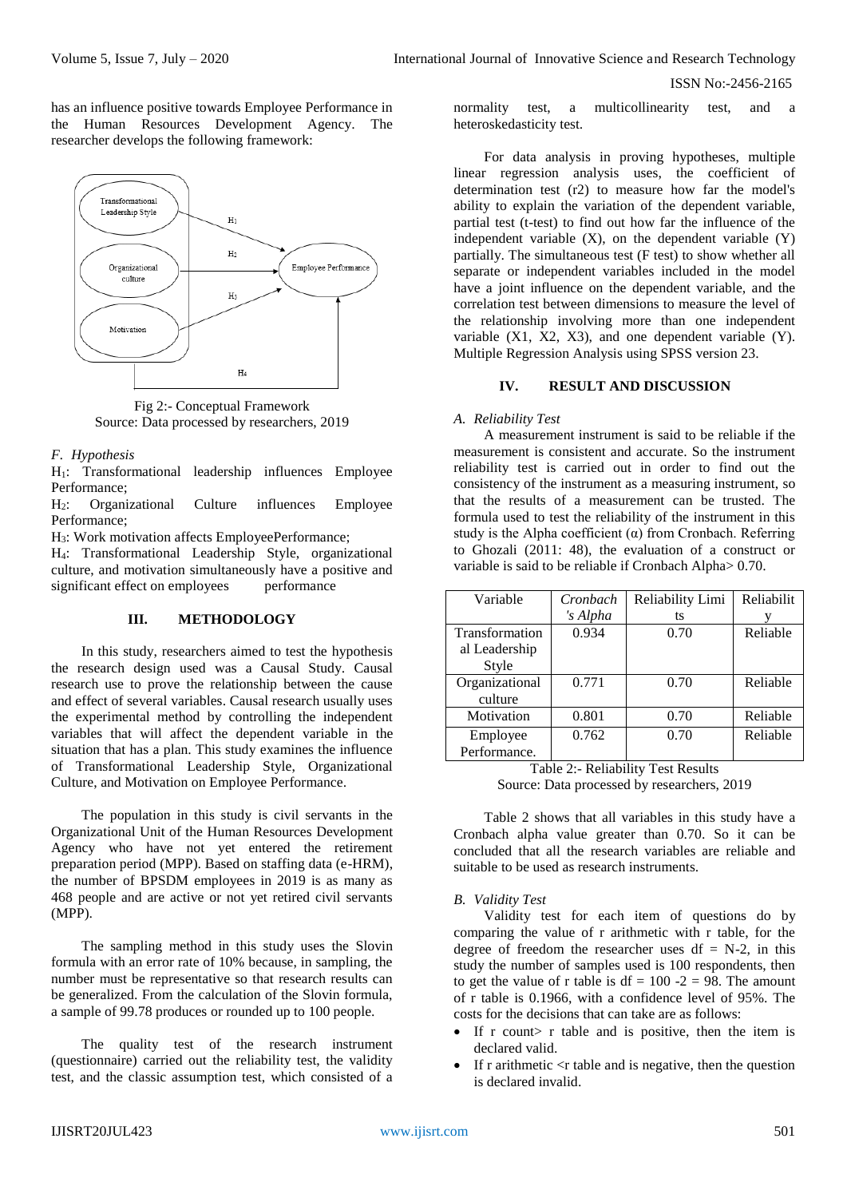has an influence positive towards Employee Performance in the Human Resources Development Agency. The researcher develops the following framework:

Fig 2:- Conceptual Framework
Source: Data processed by researchers, 2019

*F. Hypothesis*

$H_1$: Transformational leadership influences Employee Performance;

$H_2$: Organizational Culture influences Employee Performance;

$H_3$: Work motivation affects EmployeePerformance;

$H_4$: Transformational Leadership Style, organizational culture, and motivation simultaneously have a positive and significant effect on employees performance

## III. METHODOLOGY

In this study, researchers aimed to test the hypothesis the research design used was a Causal Study. Causal research use to prove the relationship between the cause and effect of several variables. Causal research usually uses the experimental method by controlling the independent variables that will affect the dependent variable in the situation that has a plan. This study examines the influence of Transformational Leadership Style, Organizational Culture, and Motivation on Employee Performance.

The population in this study is civil servants in the Organizational Unit of the Human Resources Development Agency who have not yet entered the retirement preparation period (MPP). Based on staffing data (e-HRM), the number of BPSDM employees in 2019 is as many as 468 people and are active or not yet retired civil servants (MPP).

The sampling method in this study uses the Slovin formula with an error rate of 10% because, in sampling, the number must be representative so that research results can be generalized. From the calculation of the Slovin formula, a sample of 99.78 produces or rounded up to 100 people.

The quality test of the research instrument (questionnaire) carried out the reliability test, the validity test, and the classic assumption test, which consisted of a normality test, a multicollinearity test, and a heteroskedasticity test.

For data analysis in proving hypotheses, multiple linear regression analysis uses, the coefficient of determination test (r2) to measure how far the model's ability to explain the variation of the dependent variable, partial test (t-test) to find out how far the influence of the independent variable (X), on the dependent variable (Y) partially. The simultaneous test (F test) to show whether all separate or independent variables included in the model have a joint influence on the dependent variable, and the correlation test between dimensions to measure the level of the relationship involving more than one independent variable (X1, X2, X3), and one dependent variable (Y). Multiple Regression Analysis using SPSS version 23.

## IV. RESULT AND DISCUSSION

*A. Reliability Test*

A measurement instrument is said to be reliable if the measurement is consistent and accurate. So the instrument reliability test is carried out in order to find out the consistency of the instrument as a measuring instrument, so that the results of a measurement can be trusted. The formula used to test the reliability of the instrument in this study is the Alpha coefficient (α) from Cronbach. Referring to Ghozali (2011: 48), the evaluation of a construct or variable is said to be reliable if Cronbach Alpha> 0.70.

| Variable | *Cronbach's Alpha* | Reliability Limits | Reliability |
|---|---|---|---|
| Transformational Leadership Style | 0.934 | 0.70 | Reliable |
| Organizational culture | 0.771 | 0.70 | Reliable |
| Motivation | 0.801 | 0.70 | Reliable |
| Employee Performance. | 0.762 | 0.70 | Reliable |

Table 2:- Reliability Test Results
Source: Data processed by researchers, 2019

Table 2 shows that all variables in this study have a Cronbach alpha value greater than 0.70. So it can be concluded that all the research variables are reliable and suitable to be used as research instruments.

*B. Validity Test*

Validity test for each item of questions do by comparing the value of r arithmetic with r table, for the degree of freedom the researcher uses df = N-2, in this study the number of samples used is 100 respondents, then to get the value of r table is df = 100 -2 = 98. The amount of r table is 0.1966, with a confidence level of 95%. The costs for the decisions that can take are as follows:

- If r count> r table and is positive, then the item is declared valid.
- If r arithmetic <r table and is negative, then the question is declared invalid.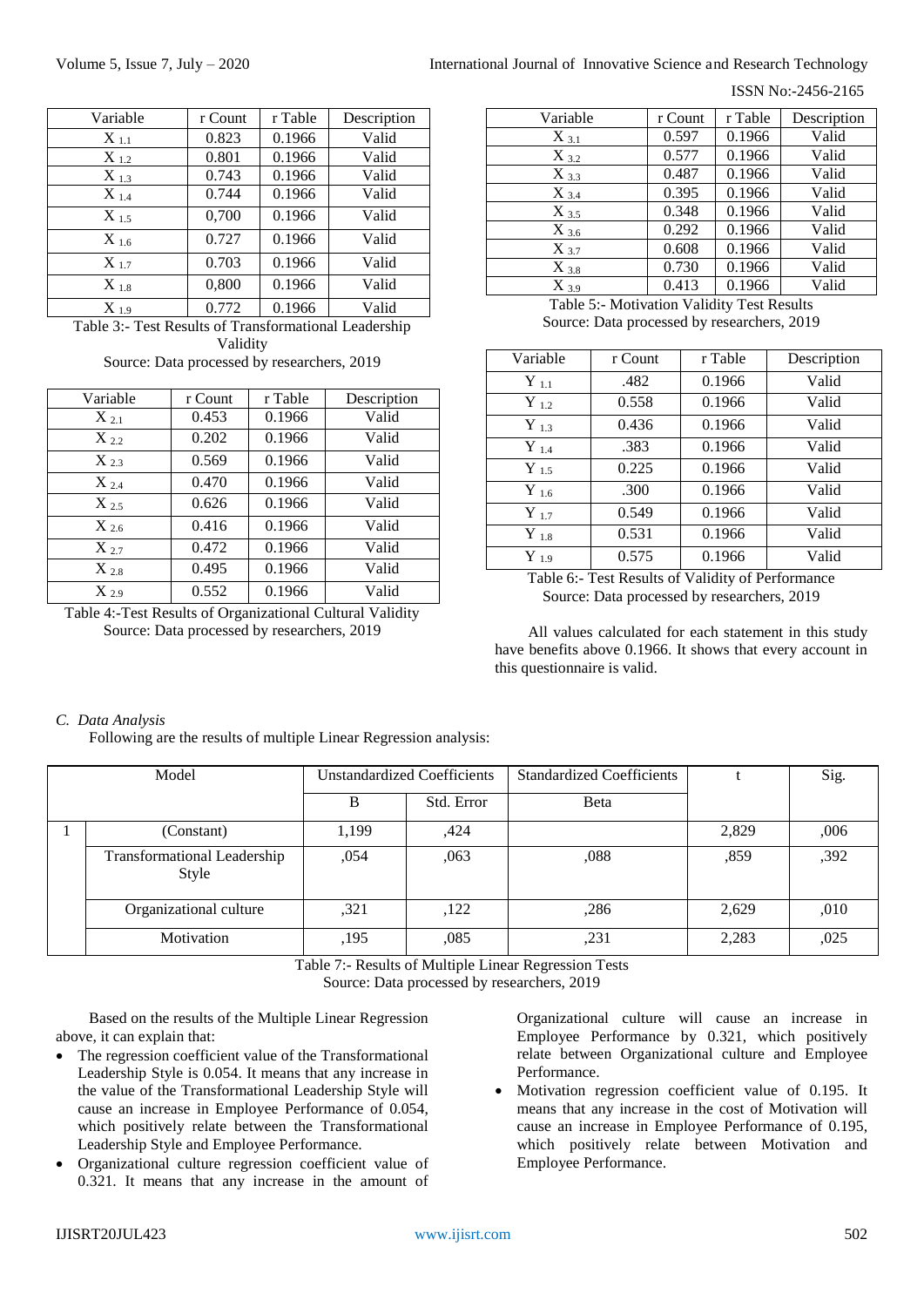| Variable | r Count | r Table | Description |
|---|---|---|---|
| $X_{1.1}$ | 0.823 | 0.1966 | Valid |
| $X_{1.2}$ | 0.801 | 0.1966 | Valid |
| $X_{1.3}$ | 0.743 | 0.1966 | Valid |
| $X_{1.4}$ | 0.744 | 0.1966 | Valid |
| $X_{1.5}$ | 0,700 | 0.1966 | Valid |
| $X_{1.6}$ | 0.727 | 0.1966 | Valid |
| $X_{1.7}$ | 0.703 | 0.1966 | Valid |
| $X_{1.8}$ | 0,800 | 0.1966 | Valid |
| $X_{1.9}$ | 0.772 | 0.1966 | Valid |

Table 3:- Test Results of Transformational Leadership Validity
Source: Data processed by researchers, 2019

| Variable | r Count | r Table | Description |
|---|---|---|---|
| $X_{2.1}$ | 0.453 | 0.1966 | Valid |
| $X_{2.2}$ | 0.202 | 0.1966 | Valid |
| $X_{2.3}$ | 0.569 | 0.1966 | Valid |
| $X_{2.4}$ | 0.470 | 0.1966 | Valid |
| $X_{2.5}$ | 0.626 | 0.1966 | Valid |
| $X_{2.6}$ | 0.416 | 0.1966 | Valid |
| $X_{2.7}$ | 0.472 | 0.1966 | Valid |
| $X_{2.8}$ | 0.495 | 0.1966 | Valid |
| $X_{2.9}$ | 0.552 | 0.1966 | Valid |

Table 4:-Test Results of Organizational Cultural Validity
Source: Data processed by researchers, 2019

| Variable | r Count | r Table | Description |
|---|---|---|---|
| $X_{3.1}$ | 0.597 | 0.1966 | Valid |
| $X_{3.2}$ | 0.577 | 0.1966 | Valid |
| $X_{3.3}$ | 0.487 | 0.1966 | Valid |
| $X_{3.4}$ | 0.395 | 0.1966 | Valid |
| $X_{3.5}$ | 0.348 | 0.1966 | Valid |
| $X_{3.6}$ | 0.292 | 0.1966 | Valid |
| $X_{3.7}$ | 0.608 | 0.1966 | Valid |
| $X_{3.8}$ | 0.730 | 0.1966 | Valid |
| $X_{3.9}$ | 0.413 | 0.1966 | Valid |

Table 5:- Motivation Validity Test Results
Source: Data processed by researchers, 2019

| Variable | r Count | r Table | Description |
|---|---|---|---|
| $Y_{1.1}$ | .482 | 0.1966 | Valid |
| $Y_{1.2}$ | 0.558 | 0.1966 | Valid |
| $Y_{1.3}$ | 0.436 | 0.1966 | Valid |
| $Y_{1.4}$ | .383 | 0.1966 | Valid |
| $Y_{1.5}$ | 0.225 | 0.1966 | Valid |
| $Y_{1.6}$ | .300 | 0.1966 | Valid |
| $Y_{1.7}$ | 0.549 | 0.1966 | Valid |
| $Y_{1.8}$ | 0.531 | 0.1966 | Valid |
| $Y_{1.9}$ | 0.575 | 0.1966 | Valid |

Table 6:- Test Results of Validity of Performance
Source: Data processed by researchers, 2019

All values calculated for each statement in this study have benefits above 0.1966. It shows that every account in this questionnaire is valid.

### *C. Data Analysis*

Following are the results of multiple Linear Regression analysis:

| Model | | Unstandardized Coefficients | | Standardized Coefficients | t | Sig. |
|---|---|---|---|---|---|---|
| | | B | Std. Error | Beta | | |
| 1 | (Constant) | 1,199 | ,424 | | 2,829 | ,006 |
| | Transformational Leadership Style | ,054 | ,063 | ,088 | ,859 | ,392 |
| | Organizational culture | ,321 | ,122 | ,286 | 2,629 | ,010 |
| | Motivation | ,195 | ,085 | ,231 | 2,283 | ,025 |

Table 7:- Results of Multiple Linear Regression Tests
Source: Data processed by researchers, 2019

Based on the results of the Multiple Linear Regression above, it can explain that:

- The regression coefficient value of the Transformational Leadership Style is 0.054. It means that any increase in the value of the Transformational Leadership Style will cause an increase in Employee Performance of 0.054, which positively relate between the Transformational Leadership Style and Employee Performance.
- Organizational culture regression coefficient value of 0.321. It means that any increase in the amount of Organizational culture will cause an increase in Employee Performance by 0.321, which positively relate between Organizational culture and Employee Performance.
- Motivation regression coefficient value of 0.195. It means that any increase in the cost of Motivation will cause an increase in Employee Performance of 0.195, which positively relate between Motivation and Employee Performance.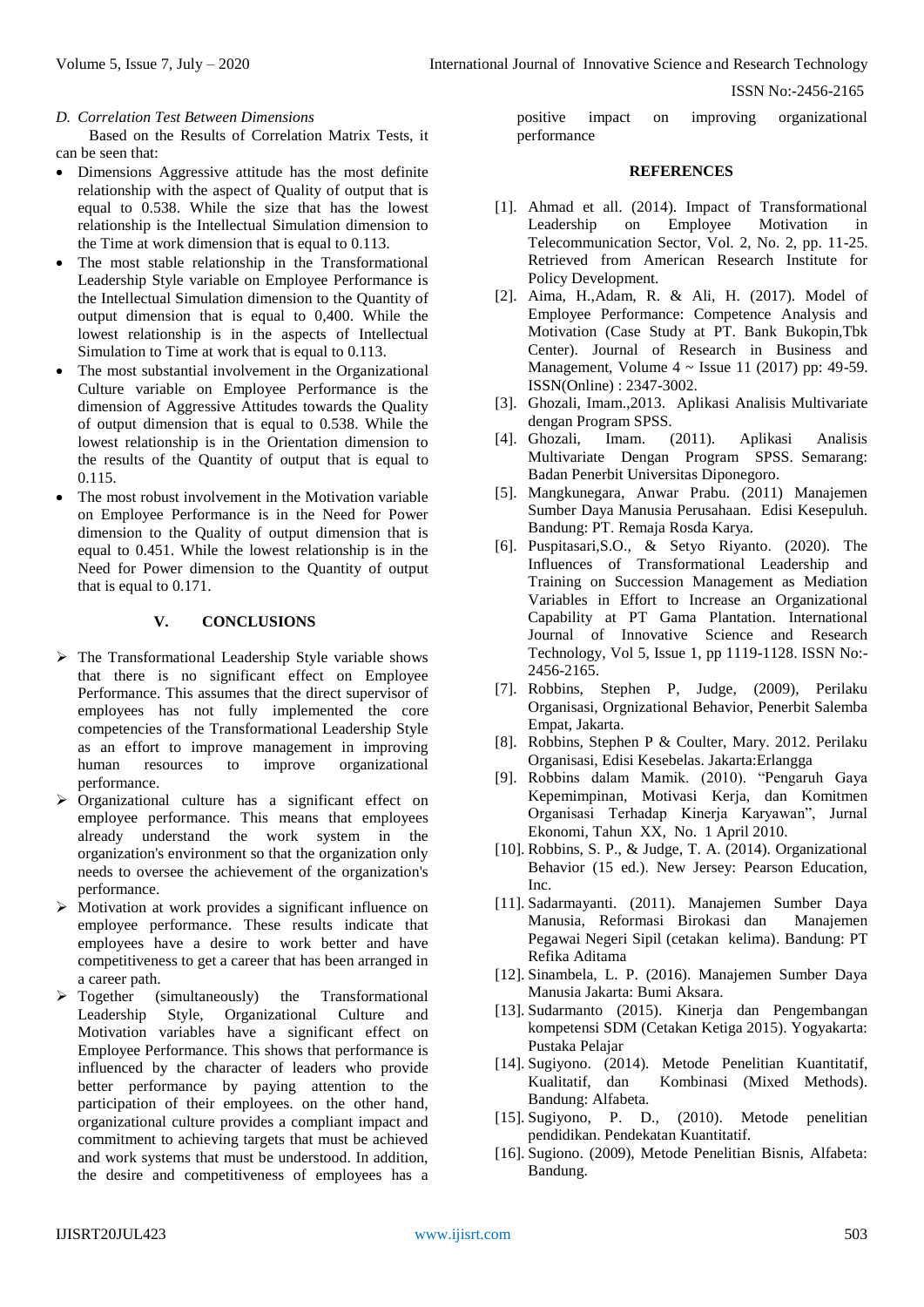### D. Correlation Test Between Dimensions

Based on the Results of Correlation Matrix Tests, it can be seen that:

- Dimensions Aggressive attitude has the most definite relationship with the aspect of Quality of output that is equal to 0.538. While the size that has the lowest relationship is the Intellectual Simulation dimension to the Time at work dimension that is equal to 0.113.
- The most stable relationship in the Transformational Leadership Style variable on Employee Performance is the Intellectual Simulation dimension to the Quantity of output dimension that is equal to 0,400. While the lowest relationship is in the aspects of Intellectual Simulation to Time at work that is equal to 0.113.
- The most substantial involvement in the Organizational Culture variable on Employee Performance is the dimension of Aggressive Attitudes towards the Quality of output dimension that is equal to 0.538. While the lowest relationship is in the Orientation dimension to the results of the Quantity of output that is equal to 0.115.
- The most robust involvement in the Motivation variable on Employee Performance is in the Need for Power dimension to the Quality of output dimension that is equal to 0.451. While the lowest relationship is in the Need for Power dimension to the Quantity of output that is equal to 0.171.

## V. CONCLUSIONS

- The Transformational Leadership Style variable shows that there is no significant effect on Employee Performance. This assumes that the direct supervisor of employees has not fully implemented the core competencies of the Transformational Leadership Style as an effort to improve management in improving human resources to improve organizational performance.
- Organizational culture has a significant effect on employee performance. This means that employees already understand the work system in the organization's environment so that the organization only needs to oversee the achievement of the organization's performance.
- Motivation at work provides a significant influence on employee performance. These results indicate that employees have a desire to work better and have competitiveness to get a career that has been arranged in a career path.
- Together (simultaneously) the Transformational Leadership Style, Organizational Culture and Motivation variables have a significant effect on Employee Performance. This shows that performance is influenced by the character of leaders who provide better performance by paying attention to the participation of their employees. on the other hand, organizational culture provides a compliant impact and commitment to achieving targets that must be achieved and work systems that must be understood. In addition, the desire and competitiveness of employees has a positive impact on improving organizational performance

## REFERENCES

[1]. Ahmad et all. (2014). Impact of Transformational Leadership on Employee Motivation in Telecommunication Sector, Vol. 2, No. 2, pp. 11-25. Retrieved from American Research Institute for Policy Development.

[2]. Aima, H.,Adam, R. & Ali, H. (2017). Model of Employee Performance: Competence Analysis and Motivation (Case Study at PT. Bank Bukopin,Tbk Center). Journal of Research in Business and Management, Volume 4 ~ Issue 11 (2017) pp: 49-59. ISSN(Online) : 2347-3002.

[3]. Ghozali, Imam.,2013. Aplikasi Analisis Multivariate dengan Program SPSS.

[4]. Ghozali, Imam. (2011). Aplikasi Analisis Multivariate Dengan Program SPSS. Semarang: Badan Penerbit Universitas Diponegoro.

[5]. Mangkunegara, Anwar Prabu. (2011) Manajemen Sumber Daya Manusia Perusahaan. Edisi Kesepuluh. Bandung: PT. Remaja Rosda Karya.

[6]. Puspitasari,S.O., & Setyo Riyanto. (2020). The Influences of Transformational Leadership and Training on Succession Management as Mediation Variables in Effort to Increase an Organizational Capability at PT Gama Plantation. International Journal of Innovative Science and Research Technology, Vol 5, Issue 1, pp 1119-1128. ISSN No:-2456-2165.

[7]. Robbins, Stephen P, Judge, (2009), Perilaku Organisasi, Orgnizational Behavior, Penerbit Salemba Empat, Jakarta.

[8]. Robbins, Stephen P & Coulter, Mary. 2012. Perilaku Organisasi, Edisi Kesebelas. Jakarta:Erlangga

[9]. Robbins dalam Mamik. (2010). "Pengaruh Gaya Kepemimpinan, Motivasi Kerja, dan Komitmen Organisasi Terhadap Kinerja Karyawan", Jurnal Ekonomi, Tahun XX, No. 1 April 2010.

[10]. Robbins, S. P., & Judge, T. A. (2014). Organizational Behavior (15 ed.). New Jersey: Pearson Education, Inc.

[11]. Sadarmayanti. (2011). Manajemen Sumber Daya Manusia, Reformasi Birokasi dan Manajemen Pegawai Negeri Sipil (cetakan kelima). Bandung: PT Refika Aditama

[12]. Sinambela, L. P. (2016). Manajemen Sumber Daya Manusia Jakarta: Bumi Aksara.

[13]. Sudarmanto (2015). Kinerja dan Pengembangan kompetensi SDM (Cetakan Ketiga 2015). Yogyakarta: Pustaka Pelajar

[14]. Sugiyono. (2014). Metode Penelitian Kuantitatif, Kualitatif, dan Kombinasi (Mixed Methods). Bandung: Alfabeta.

[15]. Sugiyono, P. D., (2010). Metode penelitian pendidikan. Pendekatan Kuantitatif.

[16]. Sugiono. (2009), Metode Penelitian Bisnis, Alfabeta: Bandung.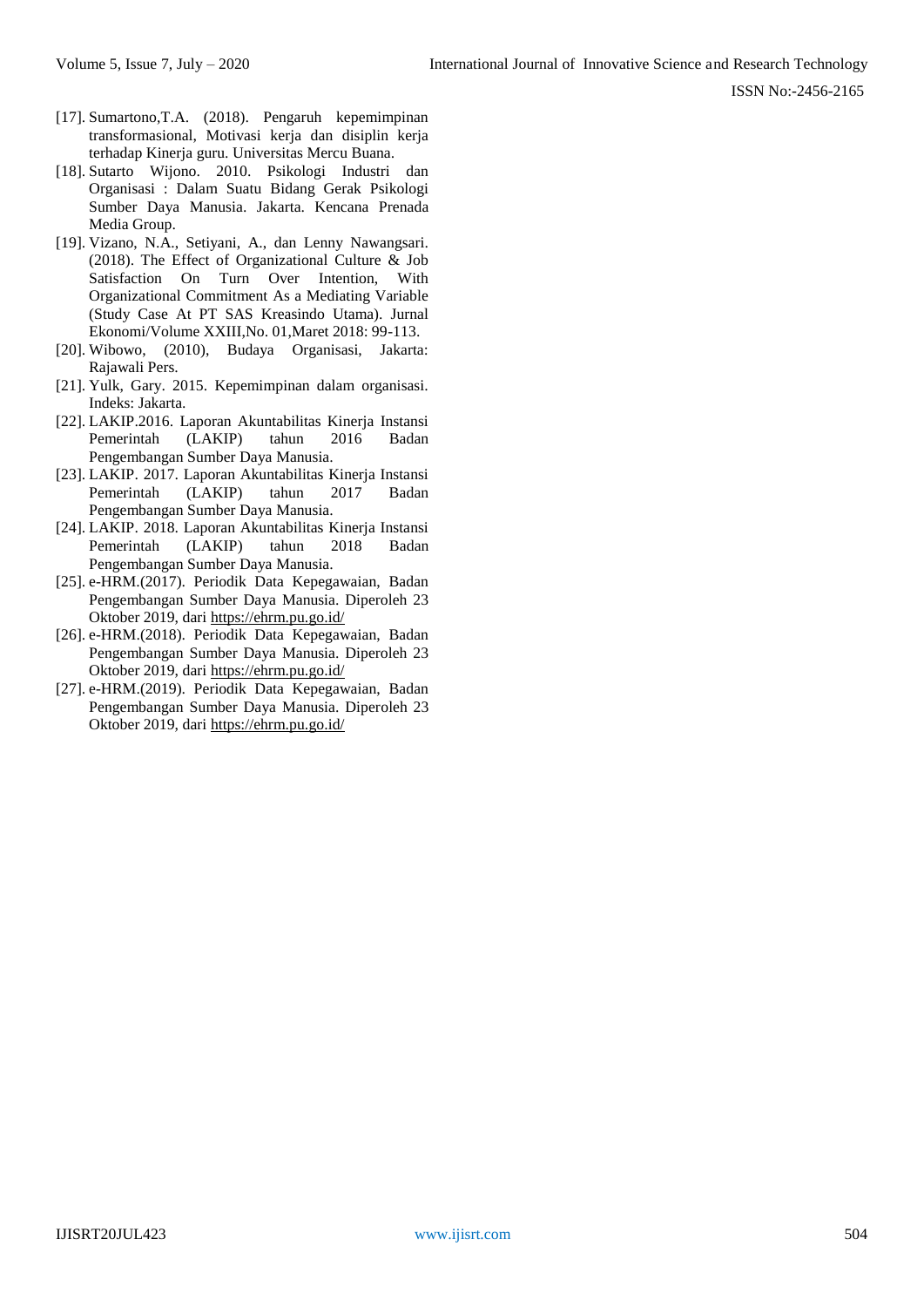[17]. Sumartono,T.A. (2018). Pengaruh kepemimpinan transformasional, Motivasi kerja dan disiplin kerja terhadap Kinerja guru. Universitas Mercu Buana.

[18]. Sutarto Wijono. 2010. Psikologi Industri dan Organisasi : Dalam Suatu Bidang Gerak Psikologi Sumber Daya Manusia. Jakarta. Kencana Prenada Media Group.

[19]. Vizano, N.A., Setiyani, A., dan Lenny Nawangsari. (2018). The Effect of Organizational Culture & Job Satisfaction On Turn Over Intention, With Organizational Commitment As a Mediating Variable (Study Case At PT SAS Kreasindo Utama). Jurnal Ekonomi/Volume XXIII,No. 01,Maret 2018: 99-113.

[20]. Wibowo, (2010), Budaya Organisasi, Jakarta: Rajawali Pers.

[21]. Yulk, Gary. 2015. Kepemimpinan dalam organisasi. Indeks: Jakarta.

[22]. LAKIP.2016. Laporan Akuntabilitas Kinerja Instansi Pemerintah (LAKIP) tahun 2016 Badan Pengembangan Sumber Daya Manusia.

[23]. LAKIP. 2017. Laporan Akuntabilitas Kinerja Instansi Pemerintah (LAKIP) tahun 2017 Badan Pengembangan Sumber Daya Manusia.

[24]. LAKIP. 2018. Laporan Akuntabilitas Kinerja Instansi Pemerintah (LAKIP) tahun 2018 Badan Pengembangan Sumber Daya Manusia.

[25]. e-HRM.(2017). Periodik Data Kepegawaian, Badan Pengembangan Sumber Daya Manusia. Diperoleh 23 Oktober 2019, dari https://ehrm.pu.go.id/

[26]. e-HRM.(2018). Periodik Data Kepegawaian, Badan Pengembangan Sumber Daya Manusia. Diperoleh 23 Oktober 2019, dari https://ehrm.pu.go.id/

[27]. e-HRM.(2019). Periodik Data Kepegawaian, Badan Pengembangan Sumber Daya Manusia. Diperoleh 23 Oktober 2019, dari https://ehrm.pu.go.id/